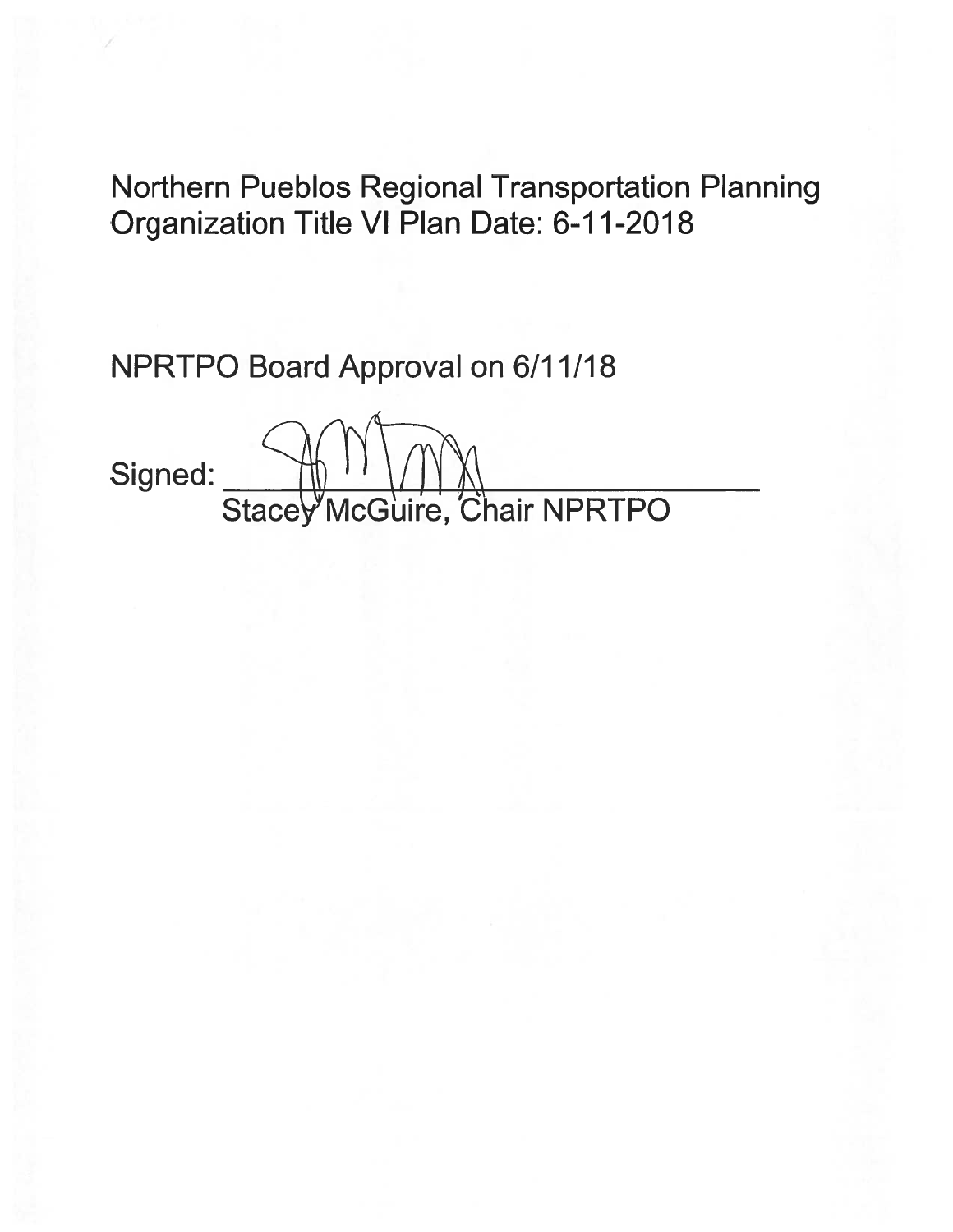# Northern Pueblos Regional Transportation Planning Organization Title VI Plan Date: 6-11-2018

NPRTPO Board Approval on 6/11/18

Signed: ______________________________
Stacey McGuire, Chair NPRTPO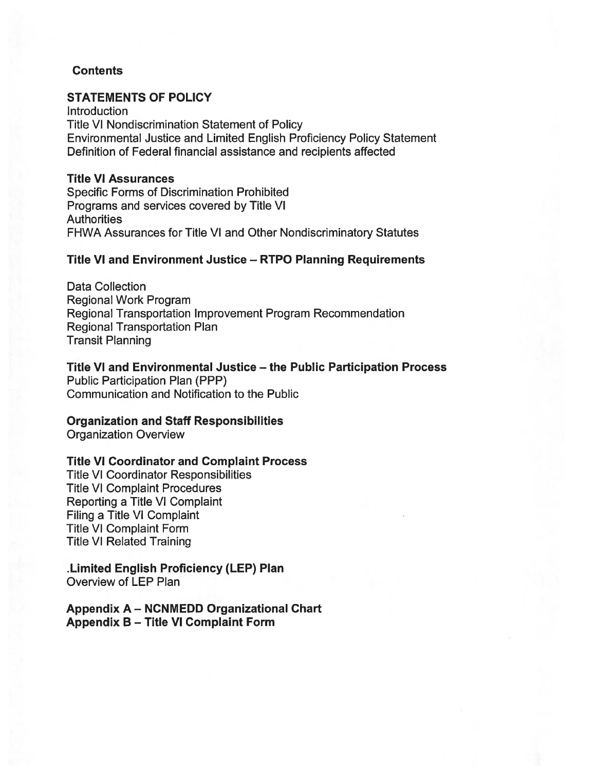**Contents**

**STATEMENTS OF POLICY**

Introduction
Title VI Nondiscrimination Statement of Policy
Environmental Justice and Limited English Proficiency Policy Statement
Definition of Federal financial assistance and recipients affected

**Title VI Assurances**

Specific Forms of Discrimination Prohibited
Programs and services covered by Title VI
Authorities
FHWA Assurances for Title VI and Other Nondiscriminatory Statutes

**Title VI and Environment Justice – RTPO Planning Requirements**

Data Collection
Regional Work Program
Regional Transportation Improvement Program Recommendation
Regional Transportation Plan
Transit Planning

**Title VI and Environmental Justice – the Public Participation Process**

Public Participation Plan (PPP)
Communication and Notification to the Public

**Organization and Staff Responsibilities**

Organization Overview

**Title VI Coordinator and Complaint Process**

Title VI Coordinator Responsibilities
Title VI Complaint Procedures
Reporting a Title VI Complaint
Filing a Title VI Complaint
Title VI Complaint Form
Title VI Related Training

**.Limited English Proficiency (LEP) Plan**

Overview of LEP Plan

**Appendix A – NCNMEDD Organizational Chart**
**Appendix B – Title VI Complaint Form**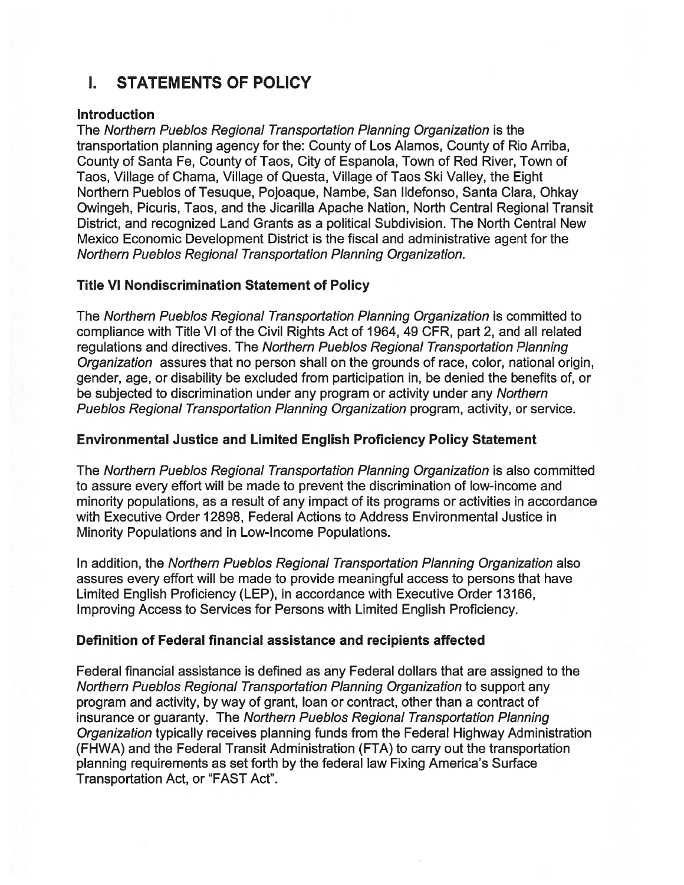# I. STATEMENTS OF POLICY

### Introduction

The *Northern Pueblos Regional Transportation Planning Organization* is the transportation planning agency for the: County of Los Alamos, County of Rio Arriba, County of Santa Fe, County of Taos, City of Espanola, Town of Red River, Town of Taos, Village of Chama, Village of Questa, Village of Taos Ski Valley, the Eight Northern Pueblos of Tesuque, Pojoaque, Nambe, San Ildefonso, Santa Clara, Ohkay Owingeh, Picuris, Taos, and the Jicarilla Apache Nation, North Central Regional Transit District, and recognized Land Grants as a political Subdivision. The North Central New Mexico Economic Development District is the fiscal and administrative agent for the *Northern Pueblos Regional Transportation Planning Organization.*

### Title VI Nondiscrimination Statement of Policy

The *Northern Pueblos Regional Transportation Planning Organization* is committed to compliance with Title VI of the Civil Rights Act of 1964, 49 CFR, part 2, and all related regulations and directives. The *Northern Pueblos Regional Transportation Planning Organization* assures that no person shall on the grounds of race, color, national origin, gender, age, or disability be excluded from participation in, be denied the benefits of, or be subjected to discrimination under any program or activity under any *Northern Pueblos Regional Transportation Planning Organization* program, activity, or service.

### Environmental Justice and Limited English Proficiency Policy Statement

The *Northern Pueblos Regional Transportation Planning Organization* is also committed to assure every effort will be made to prevent the discrimination of low-income and minority populations, as a result of any impact of its programs or activities in accordance with Executive Order 12898, Federal Actions to Address Environmental Justice in Minority Populations and in Low-Income Populations.

In addition, the *Northern Pueblos Regional Transportation Planning Organization* also assures every effort will be made to provide meaningful access to persons that have Limited English Proficiency (LEP), in accordance with Executive Order 13166, Improving Access to Services for Persons with Limited English Proficiency.

### Definition of Federal financial assistance and recipients affected

Federal financial assistance is defined as any Federal dollars that are assigned to the *Northern Pueblos Regional Transportation Planning Organization* to support any program and activity, by way of grant, loan or contract, other than a contract of insurance or guaranty. The *Northern Pueblos Regional Transportation Planning Organization* typically receives planning funds from the Federal Highway Administration (FHWA) and the Federal Transit Administration (FTA) to carry out the transportation planning requirements as set forth by the federal law Fixing America's Surface Transportation Act, or "FAST Act".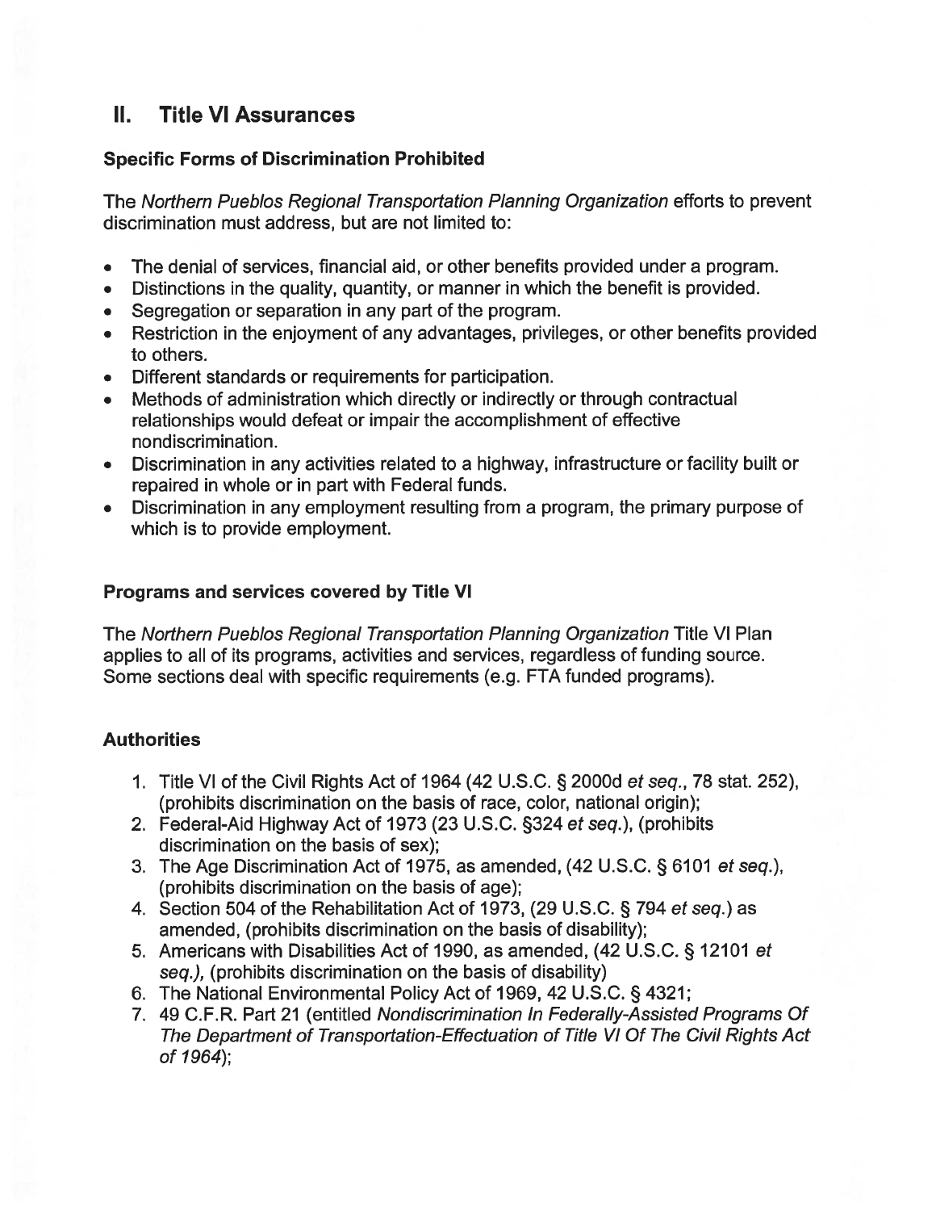## II. Title VI Assurances

### Specific Forms of Discrimination Prohibited

The *Northern Pueblos Regional Transportation Planning Organization* efforts to prevent discrimination must address, but are not limited to:

- The denial of services, financial aid, or other benefits provided under a program.
- Distinctions in the quality, quantity, or manner in which the benefit is provided.
- Segregation or separation in any part of the program.
- Restriction in the enjoyment of any advantages, privileges, or other benefits provided to others.
- Different standards or requirements for participation.
- Methods of administration which directly or indirectly or through contractual relationships would defeat or impair the accomplishment of effective nondiscrimination.
- Discrimination in any activities related to a highway, infrastructure or facility built or repaired in whole or in part with Federal funds.
- Discrimination in any employment resulting from a program, the primary purpose of which is to provide employment.

### Programs and services covered by Title VI

The *Northern Pueblos Regional Transportation Planning Organization* Title VI Plan applies to all of its programs, activities and services, regardless of funding source. Some sections deal with specific requirements (e.g. FTA funded programs).

### Authorities

1. Title VI of the Civil Rights Act of 1964 (42 U.S.C. § 2000d *et seq*., 78 stat. 252), (prohibits discrimination on the basis of race, color, national origin);
2. Federal-Aid Highway Act of 1973 (23 U.S.C. §324 *et seq*.), (prohibits discrimination on the basis of sex);
3. The Age Discrimination Act of 1975, as amended, (42 U.S.C. § 6101 *et seq*.), (prohibits discrimination on the basis of age);
4. Section 504 of the Rehabilitation Act of 1973, (29 U.S.C. § 794 *et seq*.) as amended, (prohibits discrimination on the basis of disability);
5. Americans with Disabilities Act of 1990, as amended, (42 U.S.C. § 12101 *et seq.),* (prohibits discrimination on the basis of disability)
6. The National Environmental Policy Act of 1969, 42 U.S.C. § 4321;
7. 49 C.F.R. Part 21 (entitled *Nondiscrimination In Federally-Assisted Programs Of The Department of Transportation-Effectuation of Title VI Of The Civil Rights Act of 1964*);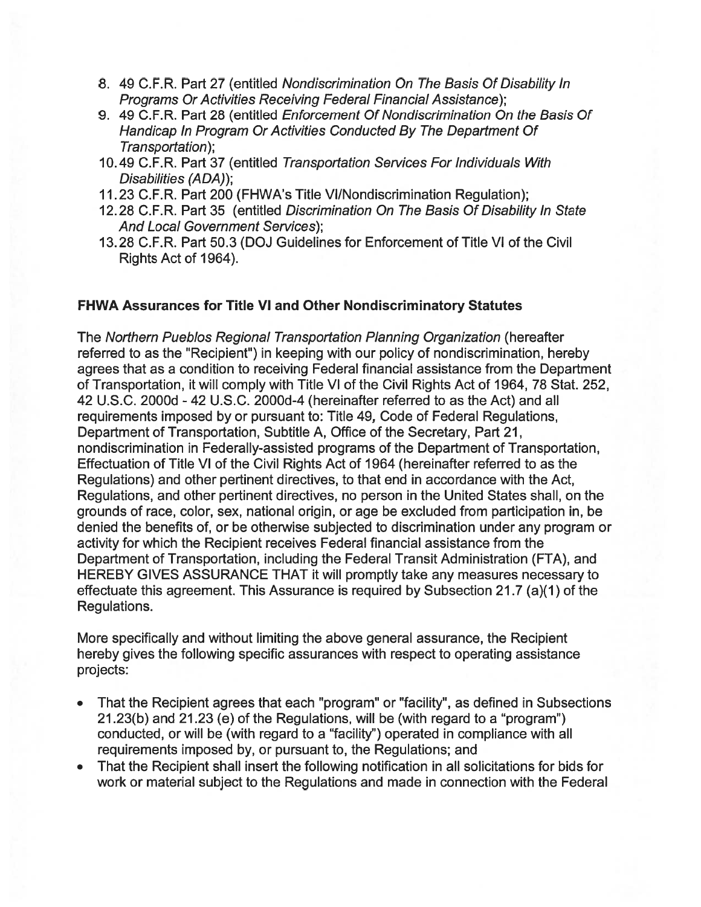8. 49 C.F.R. Part 27 (entitled *Nondiscrimination On The Basis Of Disability In Programs Or Activities Receiving Federal Financial Assistance*);
9. 49 C.F.R. Part 28 (entitled *Enforcement Of Nondiscrimination On the Basis Of Handicap In Program Or Activities Conducted By The Department Of Transportation*);
10. 49 C.F.R. Part 37 (entitled *Transportation Services For Individuals With Disabilities (ADA)*);
11. 23 C.F.R. Part 200 (FHWA's Title VI/Nondiscrimination Regulation);
12. 28 C.F.R. Part 35 (entitled *Discrimination On The Basis Of Disability In State And Local Government Services*);
13. 28 C.F.R. Part 50.3 (DOJ Guidelines for Enforcement of Title VI of the Civil Rights Act of 1964).

**FHWA Assurances for Title VI and Other Nondiscriminatory Statutes**

The *Northern Pueblos Regional Transportation Planning Organization* (hereafter referred to as the "Recipient") in keeping with our policy of nondiscrimination, hereby agrees that as a condition to receiving Federal financial assistance from the Department of Transportation, it will comply with Title VI of the Civil Rights Act of 1964, 78 Stat. 252, 42 U.S.C. 2000d - 42 U.S.C. 2000d-4 (hereinafter referred to as the Act) and all requirements imposed by or pursuant to: Title 49, Code of Federal Regulations, Department of Transportation, Subtitle A, Office of the Secretary, Part 21, nondiscrimination in Federally-assisted programs of the Department of Transportation, Effectuation of Title VI of the Civil Rights Act of 1964 (hereinafter referred to as the Regulations) and other pertinent directives, to that end in accordance with the Act, Regulations, and other pertinent directives, no person in the United States shall, on the grounds of race, color, sex, national origin, or age be excluded from participation in, be denied the benefits of, or be otherwise subjected to discrimination under any program or activity for which the Recipient receives Federal financial assistance from the Department of Transportation, including the Federal Transit Administration (FTA), and HEREBY GIVES ASSURANCE THAT it will promptly take any measures necessary to effectuate this agreement. This Assurance is required by Subsection 21.7 (a)(1) of the Regulations.

More specifically and without limiting the above general assurance, the Recipient hereby gives the following specific assurances with respect to operating assistance projects:

- That the Recipient agrees that each "program" or "facility", as defined in Subsections 21.23(b) and 21.23 (e) of the Regulations, will be (with regard to a "program") conducted, or will be (with regard to a "facility") operated in compliance with all requirements imposed by, or pursuant to, the Regulations; and
- That the Recipient shall insert the following notification in all solicitations for bids for work or material subject to the Regulations and made in connection with the Federal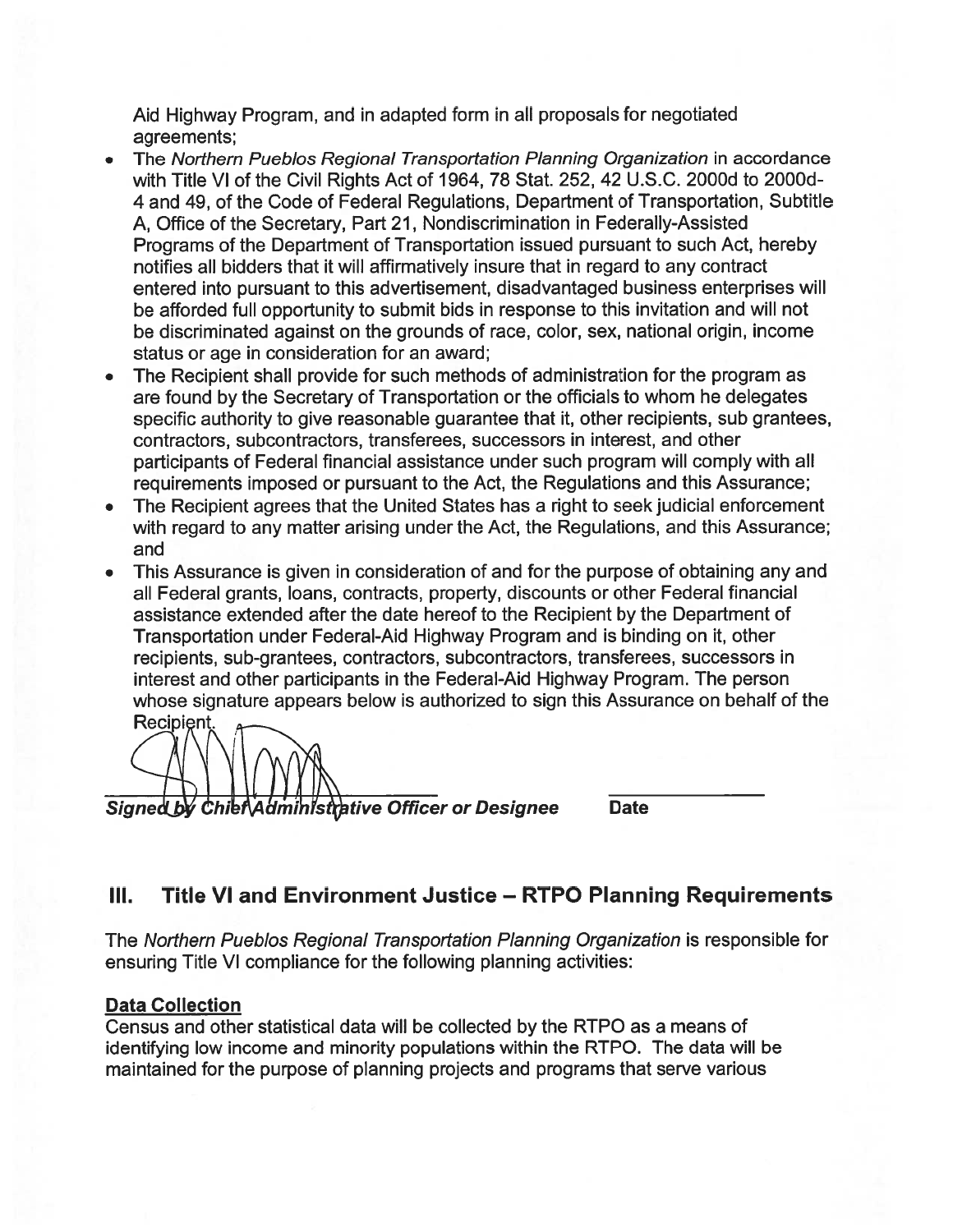Aid Highway Program, and in adapted form in all proposals for negotiated agreements;

- The *Northern Pueblos Regional Transportation Planning Organization* in accordance with Title VI of the Civil Rights Act of 1964, 78 Stat. 252, 42 U.S.C. 2000d to 2000d-4 and 49, of the Code of Federal Regulations, Department of Transportation, Subtitle A, Office of the Secretary, Part 21, Nondiscrimination in Federally-Assisted Programs of the Department of Transportation issued pursuant to such Act, hereby notifies all bidders that it will affirmatively insure that in regard to any contract entered into pursuant to this advertisement, disadvantaged business enterprises will be afforded full opportunity to submit bids in response to this invitation and will not be discriminated against on the grounds of race, color, sex, national origin, income status or age in consideration for an award;
- The Recipient shall provide for such methods of administration for the program as are found by the Secretary of Transportation or the officials to whom he delegates specific authority to give reasonable guarantee that it, other recipients, sub grantees, contractors, subcontractors, transferees, successors in interest, and other participants of Federal financial assistance under such program will comply with all requirements imposed or pursuant to the Act, the Regulations and this Assurance;
- The Recipient agrees that the United States has a right to seek judicial enforcement with regard to any matter arising under the Act, the Regulations, and this Assurance; and
- This Assurance is given in consideration of and for the purpose of obtaining any and all Federal grants, loans, contracts, property, discounts or other Federal financial assistance extended after the date hereof to the Recipient by the Department of Transportation under Federal-Aid Highway Program and is binding on it, other recipients, sub-grantees, contractors, subcontractors, transferees, successors in interest and other participants in the Federal-Aid Highway Program. The person whose signature appears below is authorized to sign this Assurance on behalf of the Recipient.

***Signed by Chief Administrative Officer or Designee*** **Date**

## III. Title VI and Environment Justice – RTPO Planning Requirements

The *Northern Pueblos Regional Transportation Planning Organization* is responsible for ensuring Title VI compliance for the following planning activities:

**Data Collection**

Census and other statistical data will be collected by the RTPO as a means of identifying low income and minority populations within the RTPO. The data will be maintained for the purpose of planning projects and programs that serve various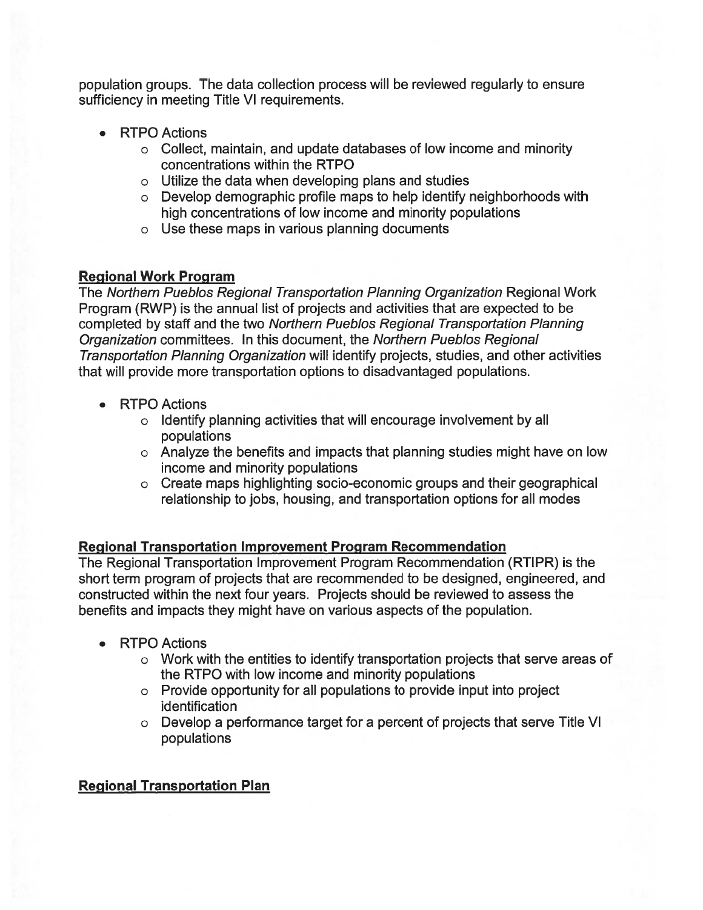population groups. The data collection process will be reviewed regularly to ensure sufficiency in meeting Title VI requirements.

- RTPO Actions
  - Collect, maintain, and update databases of low income and minority concentrations within the RTPO
  - Utilize the data when developing plans and studies
  - Develop demographic profile maps to help identify neighborhoods with high concentrations of low income and minority populations
  - Use these maps in various planning documents

**Regional Work Program**

The *Northern Pueblos Regional Transportation Planning Organization* Regional Work Program (RWP) is the annual list of projects and activities that are expected to be completed by staff and the two *Northern Pueblos Regional Transportation Planning Organization* committees. In this document, the *Northern Pueblos Regional Transportation Planning Organization* will identify projects, studies, and other activities that will provide more transportation options to disadvantaged populations.

- RTPO Actions
  - Identify planning activities that will encourage involvement by all populations
  - Analyze the benefits and impacts that planning studies might have on low income and minority populations
  - Create maps highlighting socio-economic groups and their geographical relationship to jobs, housing, and transportation options for all modes

**Regional Transportation Improvement Program Recommendation**

The Regional Transportation Improvement Program Recommendation (RTIPR) is the short term program of projects that are recommended to be designed, engineered, and constructed within the next four years. Projects should be reviewed to assess the benefits and impacts they might have on various aspects of the population.

- RTPO Actions
  - Work with the entities to identify transportation projects that serve areas of the RTPO with low income and minority populations
  - Provide opportunity for all populations to provide input into project identification
  - Develop a performance target for a percent of projects that serve Title VI populations

**Regional Transportation Plan**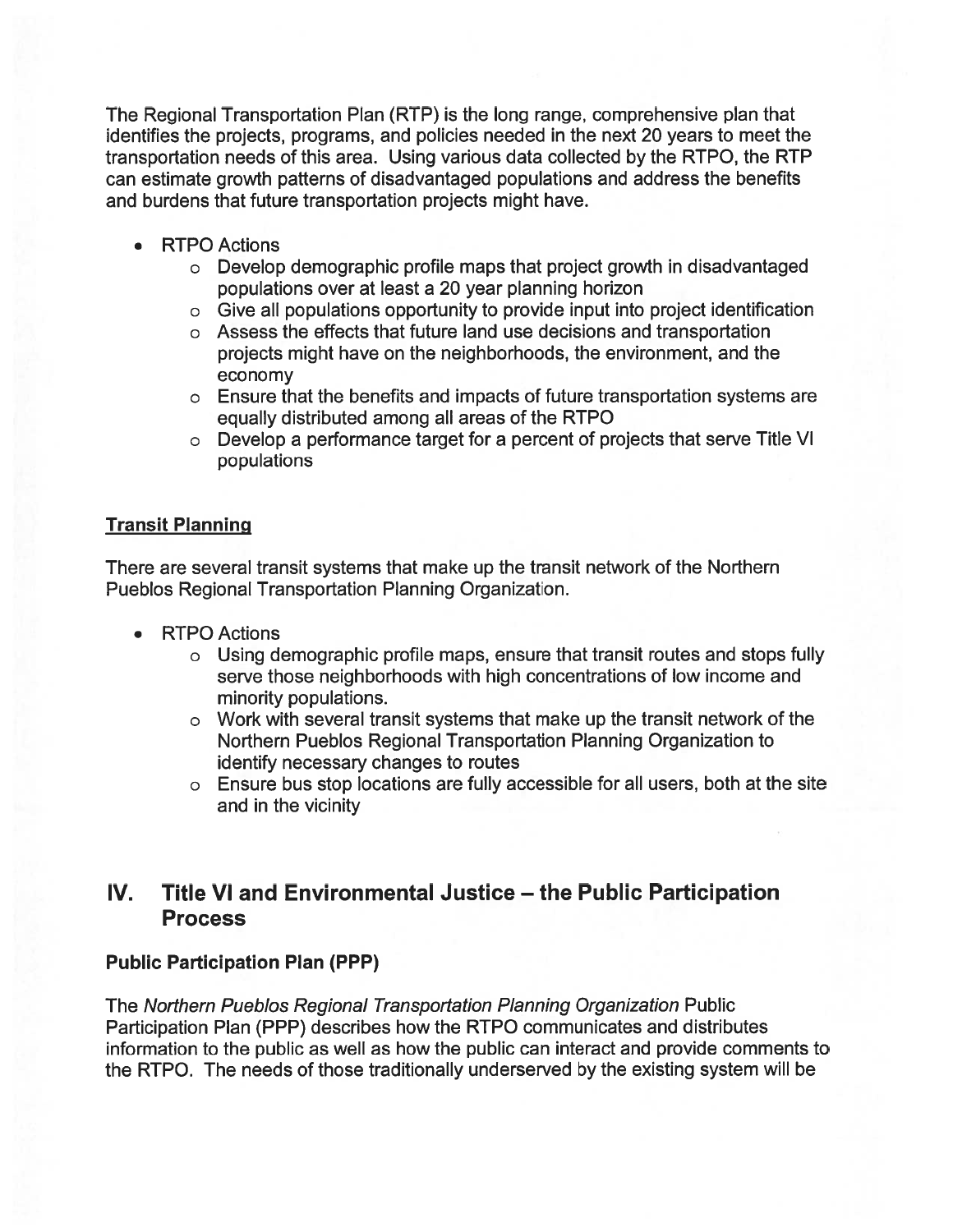The Regional Transportation Plan (RTP) is the long range, comprehensive plan that identifies the projects, programs, and policies needed in the next 20 years to meet the transportation needs of this area. Using various data collected by the RTPO, the RTP can estimate growth patterns of disadvantaged populations and address the benefits and burdens that future transportation projects might have.

- RTPO Actions
  - Develop demographic profile maps that project growth in disadvantaged populations over at least a 20 year planning horizon
  - Give all populations opportunity to provide input into project identification
  - Assess the effects that future land use decisions and transportation projects might have on the neighborhoods, the environment, and the economy
  - Ensure that the benefits and impacts of future transportation systems are equally distributed among all areas of the RTPO
  - Develop a performance target for a percent of projects that serve Title VI populations

### Transit Planning

There are several transit systems that make up the transit network of the Northern Pueblos Regional Transportation Planning Organization.

- RTPO Actions
  - Using demographic profile maps, ensure that transit routes and stops fully serve those neighborhoods with high concentrations of low income and minority populations.
  - Work with several transit systems that make up the transit network of the Northern Pueblos Regional Transportation Planning Organization to identify necessary changes to routes
  - Ensure bus stop locations are fully accessible for all users, both at the site and in the vicinity

## IV. Title VI and Environmental Justice – the Public Participation Process

### Public Participation Plan (PPP)

The *Northern Pueblos Regional Transportation Planning Organization* Public Participation Plan (PPP) describes how the RTPO communicates and distributes information to the public as well as how the public can interact and provide comments to the RTPO. The needs of those traditionally underserved by the existing system will be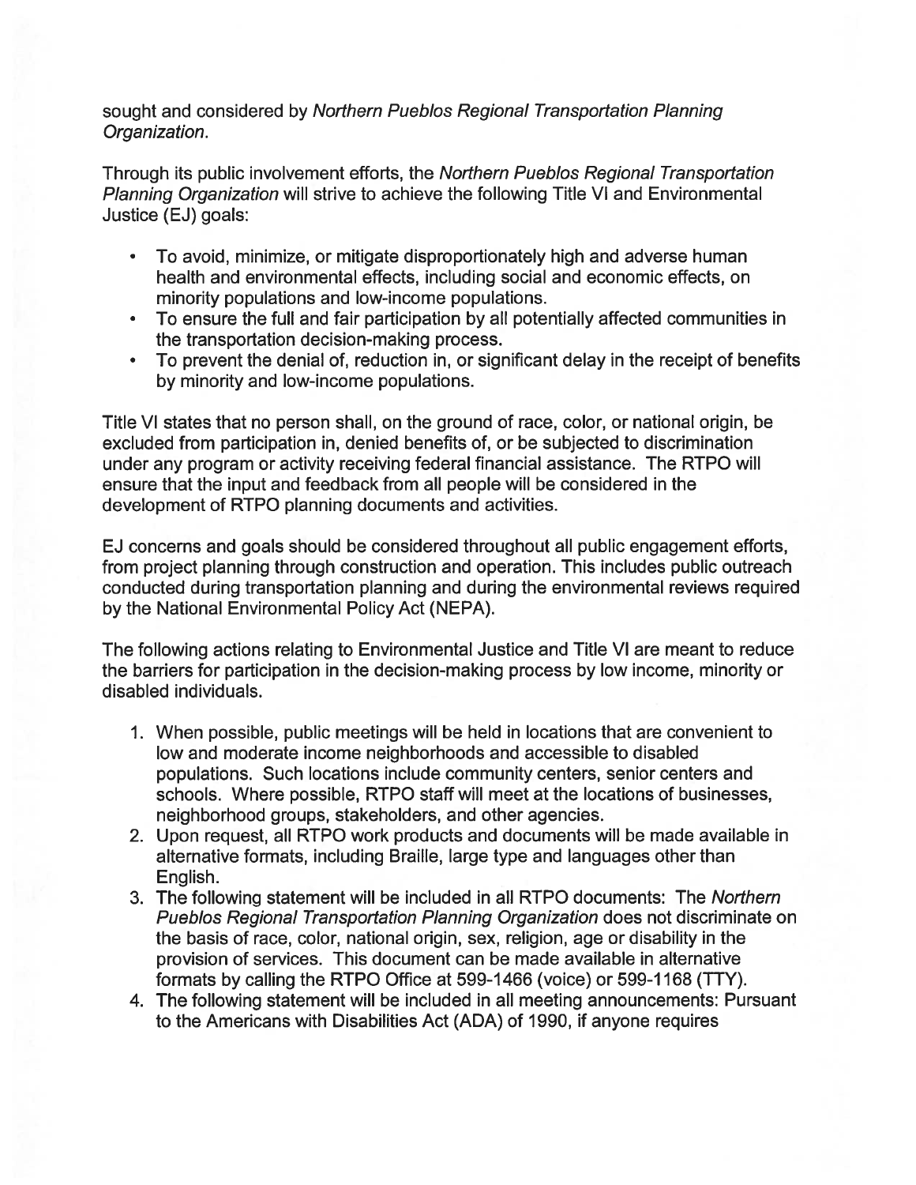sought and considered by *Northern Pueblos Regional Transportation Planning Organization*.

Through its public involvement efforts, the *Northern Pueblos Regional Transportation Planning Organization* will strive to achieve the following Title VI and Environmental Justice (EJ) goals:

- To avoid, minimize, or mitigate disproportionately high and adverse human health and environmental effects, including social and economic effects, on minority populations and low-income populations.
- To ensure the full and fair participation by all potentially affected communities in the transportation decision-making process.
- To prevent the denial of, reduction in, or significant delay in the receipt of benefits by minority and low-income populations.

Title VI states that no person shall, on the ground of race, color, or national origin, be excluded from participation in, denied benefits of, or be subjected to discrimination under any program or activity receiving federal financial assistance. The RTPO will ensure that the input and feedback from all people will be considered in the development of RTPO planning documents and activities.

EJ concerns and goals should be considered throughout all public engagement efforts, from project planning through construction and operation. This includes public outreach conducted during transportation planning and during the environmental reviews required by the National Environmental Policy Act (NEPA).

The following actions relating to Environmental Justice and Title VI are meant to reduce the barriers for participation in the decision-making process by low income, minority or disabled individuals.

1. When possible, public meetings will be held in locations that are convenient to low and moderate income neighborhoods and accessible to disabled populations. Such locations include community centers, senior centers and schools. Where possible, RTPO staff will meet at the locations of businesses, neighborhood groups, stakeholders, and other agencies.
2. Upon request, all RTPO work products and documents will be made available in alternative formats, including Braille, large type and languages other than English.
3. The following statement will be included in all RTPO documents: The *Northern Pueblos Regional Transportation Planning Organization* does not discriminate on the basis of race, color, national origin, sex, religion, age or disability in the provision of services. This document can be made available in alternative formats by calling the RTPO Office at 599-1466 (voice) or 599-1168 (TTY).
4. The following statement will be included in all meeting announcements: Pursuant to the Americans with Disabilities Act (ADA) of 1990, if anyone requires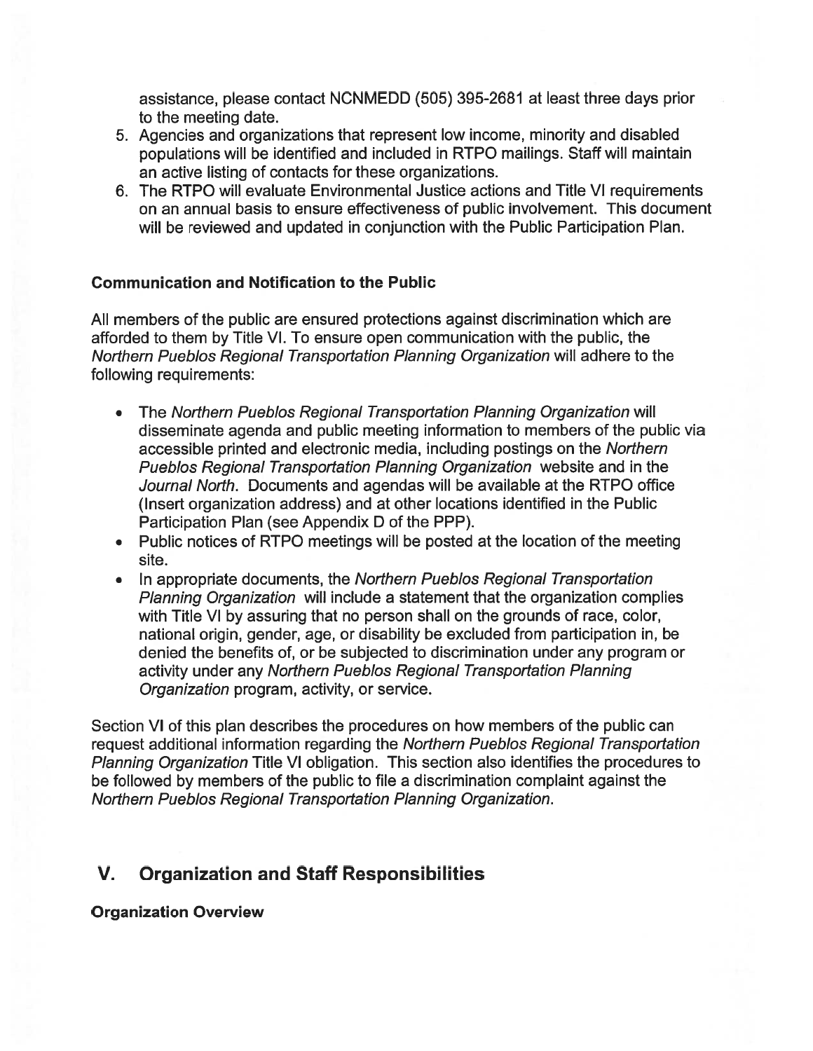assistance, please contact NCNMEDD (505) 395-2681 at least three days prior to the meeting date.

5. Agencies and organizations that represent low income, minority and disabled populations will be identified and included in RTPO mailings. Staff will maintain an active listing of contacts for these organizations.
6. The RTPO will evaluate Environmental Justice actions and Title VI requirements on an annual basis to ensure effectiveness of public involvement. This document will be reviewed and updated in conjunction with the Public Participation Plan.

**Communication and Notification to the Public**

All members of the public are ensured protections against discrimination which are afforded to them by Title VI. To ensure open communication with the public, the *Northern Pueblos Regional Transportation Planning Organization* will adhere to the following requirements:

- The *Northern Pueblos Regional Transportation Planning Organization* will disseminate agenda and public meeting information to members of the public via accessible printed and electronic media, including postings on the *Northern Pueblos Regional Transportation Planning Organization* website and in the *Journal North.* Documents and agendas will be available at the RTPO office (Insert organization address) and at other locations identified in the Public Participation Plan (see Appendix D of the PPP).
- Public notices of RTPO meetings will be posted at the location of the meeting site.
- In appropriate documents, the *Northern Pueblos Regional Transportation Planning Organization* will include a statement that the organization complies with Title VI by assuring that no person shall on the grounds of race, color, national origin, gender, age, or disability be excluded from participation in, be denied the benefits of, or be subjected to discrimination under any program or activity under any *Northern Pueblos Regional Transportation Planning Organization* program, activity, or service.

Section VI of this plan describes the procedures on how members of the public can request additional information regarding the *Northern Pueblos Regional Transportation Planning Organization* Title VI obligation. This section also identifies the procedures to be followed by members of the public to file a discrimination complaint against the *Northern Pueblos Regional Transportation Planning Organization.*

## V. Organization and Staff Responsibilities

**Organization Overview**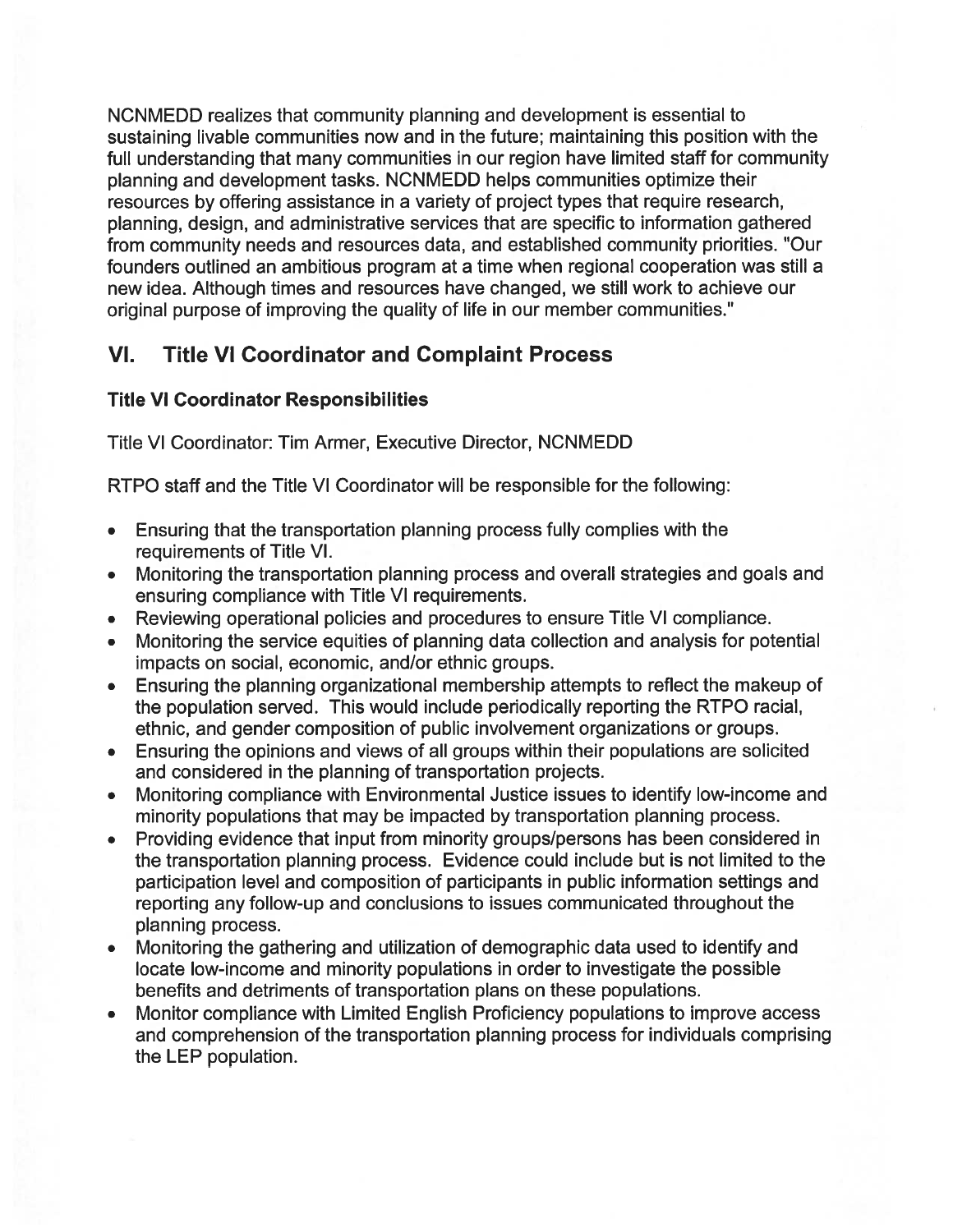NCNMEDD realizes that community planning and development is essential to sustaining livable communities now and in the future; maintaining this position with the full understanding that many communities in our region have limited staff for community planning and development tasks. NCNMEDD helps communities optimize their resources by offering assistance in a variety of project types that require research, planning, design, and administrative services that are specific to information gathered from community needs and resources data, and established community priorities. "Our founders outlined an ambitious program at a time when regional cooperation was still a new idea. Although times and resources have changed, we still work to achieve our original purpose of improving the quality of life in our member communities."

## VI. Title VI Coordinator and Complaint Process

### Title VI Coordinator Responsibilities

Title VI Coordinator: Tim Armer, Executive Director, NCNMEDD

RTPO staff and the Title VI Coordinator will be responsible for the following:

- Ensuring that the transportation planning process fully complies with the requirements of Title VI.
- Monitoring the transportation planning process and overall strategies and goals and ensuring compliance with Title VI requirements.
- Reviewing operational policies and procedures to ensure Title VI compliance.
- Monitoring the service equities of planning data collection and analysis for potential impacts on social, economic, and/or ethnic groups.
- Ensuring the planning organizational membership attempts to reflect the makeup of the population served. This would include periodically reporting the RTPO racial, ethnic, and gender composition of public involvement organizations or groups.
- Ensuring the opinions and views of all groups within their populations are solicited and considered in the planning of transportation projects.
- Monitoring compliance with Environmental Justice issues to identify low-income and minority populations that may be impacted by transportation planning process.
- Providing evidence that input from minority groups/persons has been considered in the transportation planning process. Evidence could include but is not limited to the participation level and composition of participants in public information settings and reporting any follow-up and conclusions to issues communicated throughout the planning process.
- Monitoring the gathering and utilization of demographic data used to identify and locate low-income and minority populations in order to investigate the possible benefits and detriments of transportation plans on these populations.
- Monitor compliance with Limited English Proficiency populations to improve access and comprehension of the transportation planning process for individuals comprising the LEP population.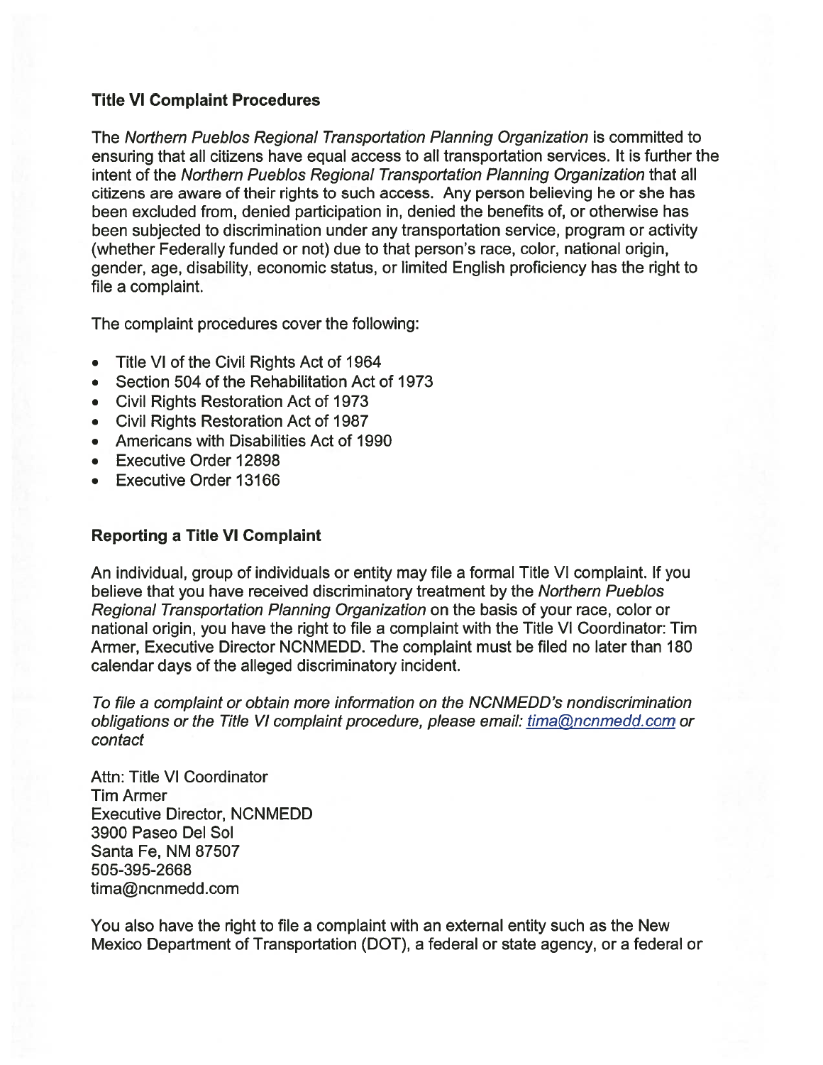**Title VI Complaint Procedures**

The *Northern Pueblos Regional Transportation Planning Organization* is committed to ensuring that all citizens have equal access to all transportation services. It is further the intent of the *Northern Pueblos Regional Transportation Planning Organization* that all citizens are aware of their rights to such access. Any person believing he or she has been excluded from, denied participation in, denied the benefits of, or otherwise has been subjected to discrimination under any transportation service, program or activity (whether Federally funded or not) due to that person's race, color, national origin, gender, age, disability, economic status, or limited English proficiency has the right to file a complaint.

The complaint procedures cover the following:

- Title VI of the Civil Rights Act of 1964
- Section 504 of the Rehabilitation Act of 1973
- Civil Rights Restoration Act of 1973
- Civil Rights Restoration Act of 1987
- Americans with Disabilities Act of 1990
- Executive Order 12898
- Executive Order 13166

**Reporting a Title VI Complaint**

An individual, group of individuals or entity may file a formal Title VI complaint. If you believe that you have received discriminatory treatment by the *Northern Pueblos Regional Transportation Planning Organization* on the basis of your race, color or national origin, you have the right to file a complaint with the Title VI Coordinator: Tim Armer, Executive Director NCNMEDD. The complaint must be filed no later than 180 calendar days of the alleged discriminatory incident.

*To file a complaint or obtain more information on the NCNMEDD's nondiscrimination obligations or the Title VI complaint procedure, please email: tima@ncnmedd.com or contact*

Attn: Title VI Coordinator
Tim Armer
Executive Director, NCNMEDD
3900 Paseo Del Sol
Santa Fe, NM 87507
505-395-2668
tima@ncnmedd.com

You also have the right to file a complaint with an external entity such as the New Mexico Department of Transportation (DOT), a federal or state agency, or a federal or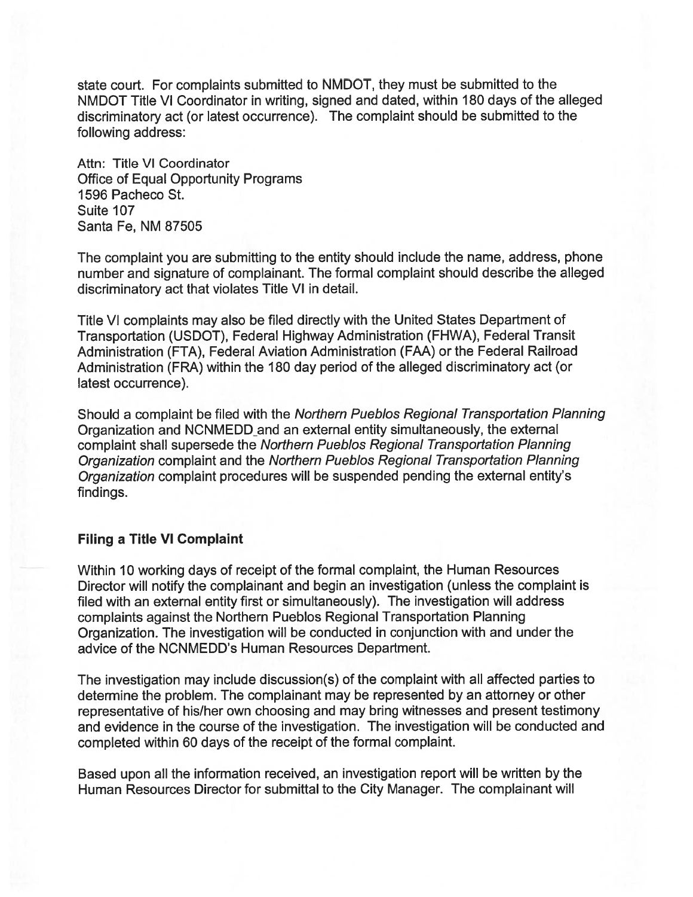state court. For complaints submitted to NMDOT, they must be submitted to the NMDOT Title VI Coordinator in writing, signed and dated, within 180 days of the alleged discriminatory act (or latest occurrence). The complaint should be submitted to the following address:

Attn: Title VI Coordinator
Office of Equal Opportunity Programs
1596 Pacheco St.
Suite 107
Santa Fe, NM 87505

The complaint you are submitting to the entity should include the name, address, phone number and signature of complainant. The formal complaint should describe the alleged discriminatory act that violates Title VI in detail.

Title VI complaints may also be filed directly with the United States Department of Transportation (USDOT), Federal Highway Administration (FHWA), Federal Transit Administration (FTA), Federal Aviation Administration (FAA) or the Federal Railroad Administration (FRA) within the 180 day period of the alleged discriminatory act (or latest occurrence).

Should a complaint be filed with the *Northern Pueblos Regional Transportation Planning* Organization and NCNMEDD and an external entity simultaneously, the external complaint shall supersede the *Northern Pueblos Regional Transportation Planning Organization* complaint and the *Northern Pueblos Regional Transportation Planning Organization* complaint procedures will be suspended pending the external entity's findings.

**Filing a Title VI Complaint**

Within 10 working days of receipt of the formal complaint, the Human Resources Director will notify the complainant and begin an investigation (unless the complaint is filed with an external entity first or simultaneously). The investigation will address complaints against the Northern Pueblos Regional Transportation Planning Organization. The investigation will be conducted in conjunction with and under the advice of the NCNMEDD's Human Resources Department.

The investigation may include discussion(s) of the complaint with all affected parties to determine the problem. The complainant may be represented by an attorney or other representative of his/her own choosing and may bring witnesses and present testimony and evidence in the course of the investigation. The investigation will be conducted and completed within 60 days of the receipt of the formal complaint.

Based upon all the information received, an investigation report will be written by the Human Resources Director for submittal to the City Manager. The complainant will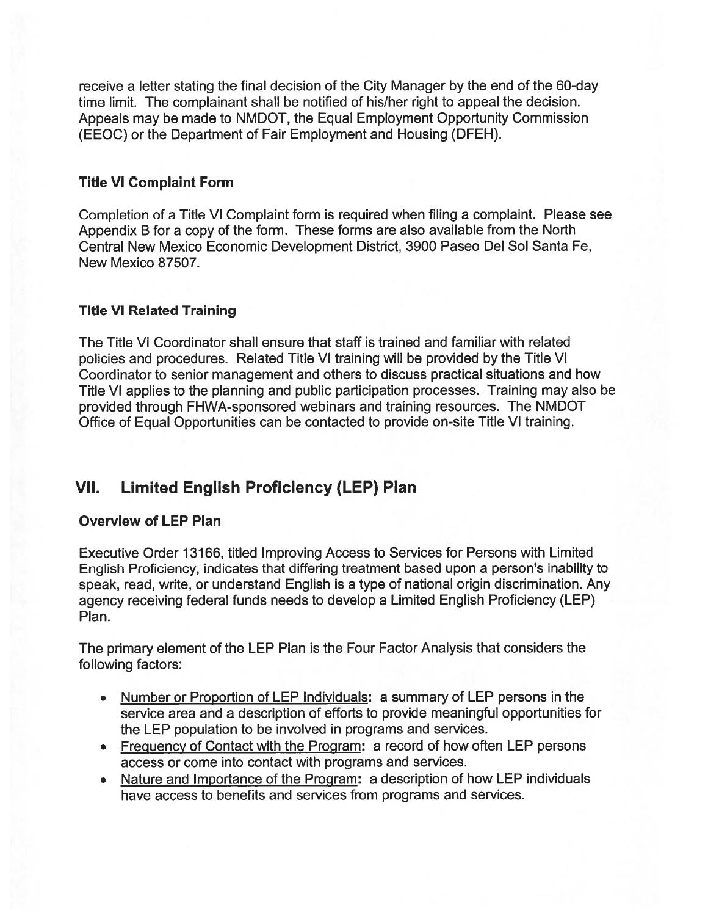receive a letter stating the final decision of the City Manager by the end of the 60-day time limit. The complainant shall be notified of his/her right to appeal the decision. Appeals may be made to NMDOT, the Equal Employment Opportunity Commission (EEOC) or the Department of Fair Employment and Housing (DFEH).

### Title VI Complaint Form

Completion of a Title VI Complaint form is required when filing a complaint. Please see Appendix B for a copy of the form. These forms are also available from the North Central New Mexico Economic Development District, 3900 Paseo Del Sol Santa Fe, New Mexico 87507.

### Title VI Related Training

The Title VI Coordinator shall ensure that staff is trained and familiar with related policies and procedures. Related Title VI training will be provided by the Title VI Coordinator to senior management and others to discuss practical situations and how Title VI applies to the planning and public participation processes. Training may also be provided through FHWA-sponsored webinars and training resources. The NMDOT Office of Equal Opportunities can be contacted to provide on-site Title VI training.

## VII. Limited English Proficiency (LEP) Plan

### Overview of LEP Plan

Executive Order 13166, titled Improving Access to Services for Persons with Limited English Proficiency, indicates that differing treatment based upon a person's inability to speak, read, write, or understand English is a type of national origin discrimination. Any agency receiving federal funds needs to develop a Limited English Proficiency (LEP) Plan.

The primary element of the LEP Plan is the Four Factor Analysis that considers the following factors:

- Number or Proportion of LEP Individuals**:** a summary of LEP persons in the service area and a description of efforts to provide meaningful opportunities for the LEP population to be involved in programs and services.
- Frequency of Contact with the Program**:** a record of how often LEP persons access or come into contact with programs and services.
- Nature and Importance of the Program**:** a description of how LEP individuals have access to benefits and services from programs and services.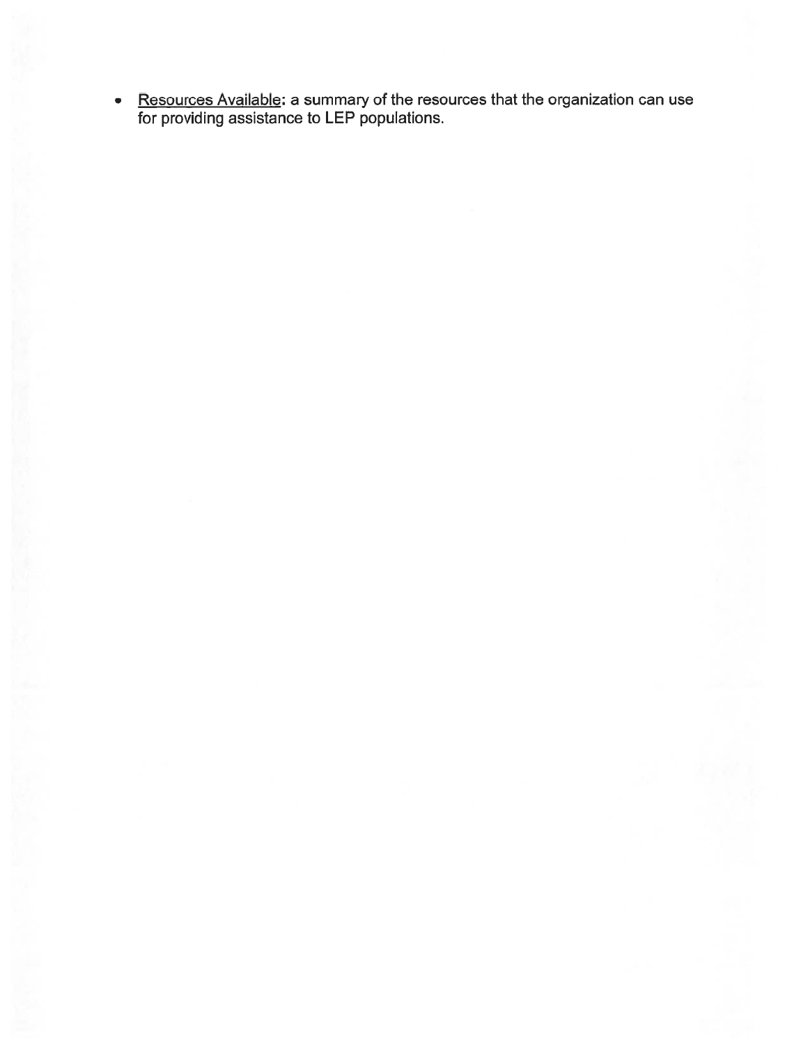- Resources Available: a summary of the resources that the organization can use for providing assistance to LEP populations.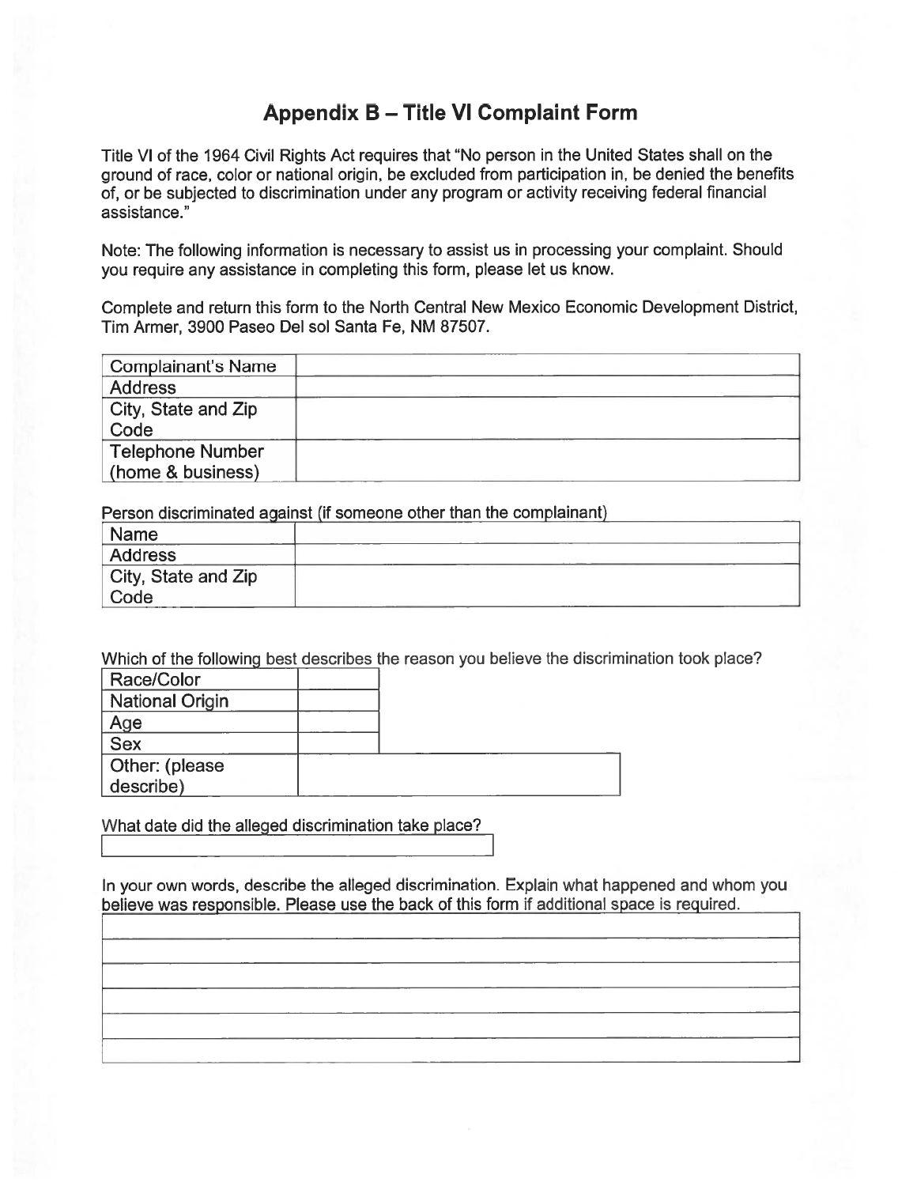## Appendix B – Title VI Complaint Form

Title VI of the 1964 Civil Rights Act requires that "No person in the United States shall on the ground of race, color or national origin, be excluded from participation in, be denied the benefits of, or be subjected to discrimination under any program or activity receiving federal financial assistance."

Note: The following information is necessary to assist us in processing your complaint. Should you require any assistance in completing this form, please let us know.

Complete and return this form to the North Central New Mexico Economic Development District, Tim Armer, 3900 Paseo Del sol Santa Fe, NM 87507.

| Complainant's Name | |
|---|---|
| Address | |
| City, State and Zip Code | |
| Telephone Number (home & business) | |

Person discriminated against (if someone other than the complainant)

| Name | |
|---|---|
| Address | |
| City, State and Zip Code | |

Which of the following best describes the reason you believe the discrimination took place?

| Race/Color | |
|---|---|
| National Origin | |
| Age | |
| Sex | |
| Other: (please describe) | |

What date did the alleged discrimination take place?

| |
|---|

In your own words, describe the alleged discrimination. Explain what happened and whom you believe was responsible. Please use the back of this form if additional space is required.

| |
|---|
| |
| |
| |
| |
| |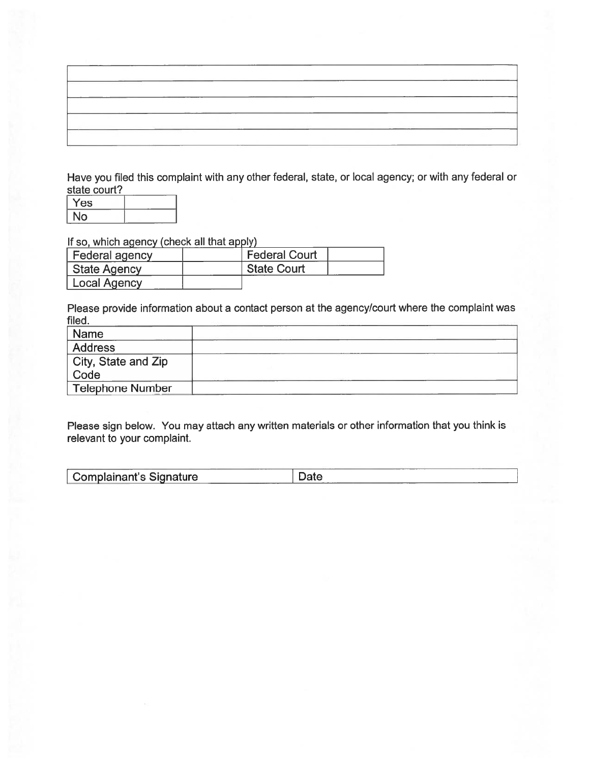| |
|---|
| |
| |
| |
| |
| |

Have you filed this complaint with any other federal, state, or local agency; or with any federal or state court?

| | |
|---|---|
| Yes | |
| No | |

If so, which agency (check all that apply)

| | | | |
|---|---|---|---|
| Federal agency | | Federal Court | |
| State Agency | | State Court | |
| Local Agency | | | |

Please provide information about a contact person at the agency/court where the complaint was filed.

| | |
|---|---|
| Name | |
| Address | |
| City, State and Zip Code | |
| Telephone Number | |

Please sign below. You may attach any written materials or other information that you think is relevant to your complaint.

| | |
|---|---|
| Complainant's Signature | Date |